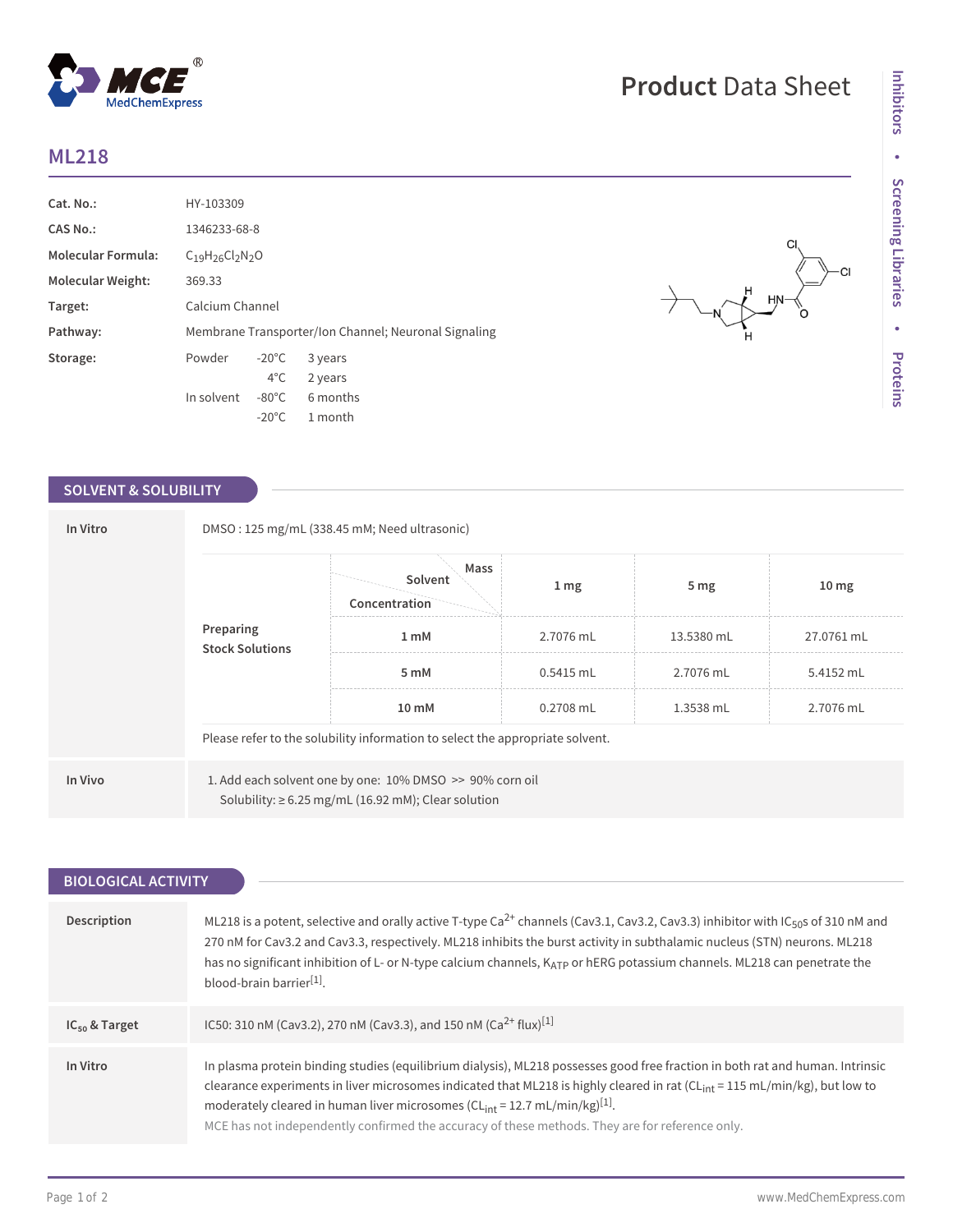# ML218

| | |
|---|---|
| **Cat. No.:** | HY-103309 |
| **CAS No.:** | 1346233-68-8 |
| **Molecular Formula:** | $C_{19}H_{26}Cl_2N_2O$ |
| **Molecular Weight:** | 369.33 |
| **Target:** | Calcium Channel |
| **Pathway:** | Membrane Transporter/Ion Channel; Neuronal Signaling |
| **Storage:** | Powder -20°C 3 years; 4°C 2 years. In solvent -80°C 6 months; -20°C 1 month |

## SOLVENT & SOLUBILITY

**In Vitro**

DMSO : 125 mg/mL (338.45 mM; Need ultrasonic)

**Preparing Stock Solutions**

| Concentration \ Solvent \ Mass | 1 mg | 5 mg | 10 mg |
|---|---|---|---|
| 1 mM | 2.7076 mL | 13.5380 mL | 27.0761 mL |
| 5 mM | 0.5415 mL | 2.7076 mL | 5.4152 mL |
| 10 mM | 0.2708 mL | 1.3538 mL | 2.7076 mL |

Please refer to the solubility information to select the appropriate solvent.

**In Vivo**

1. Add each solvent one by one: 10% DMSO >> 90% corn oil
   Solubility: ≥ 6.25 mg/mL (16.92 mM); Clear solution

## BIOLOGICAL ACTIVITY

**Description**

ML218 is a potent, selective and orally active T-type $Ca^{2+}$ channels (Cav3.1, Cav3.2, Cav3.3) inhibitor with $IC_{50}$s of 310 nM and 270 nM for Cav3.2 and Cav3.3, respectively. ML218 inhibits the burst activity in subthalamic nucleus (STN) neurons. ML218 has no significant inhibition of L- or N-type calcium channels, $K_{ATP}$ or hERG potassium channels. ML218 can penetrate the blood-brain barrier[1].

**$IC_{50}$ & Target**

IC50: 310 nM (Cav3.2), 270 nM (Cav3.3), and 150 nM ($Ca^{2+}$ flux)[1]

**In Vitro**

In plasma protein binding studies (equilibrium dialysis), ML218 possesses good free fraction in both rat and human. Intrinsic clearance experiments in liver microsomes indicated that ML218 is highly cleared in rat ($CL_{int}$ = 115 mL/min/kg), but low to moderately cleared in human liver microsomes ($CL_{int}$ = 12.7 mL/min/kg)[1].

MCE has not independently confirmed the accuracy of these methods. They are for reference only.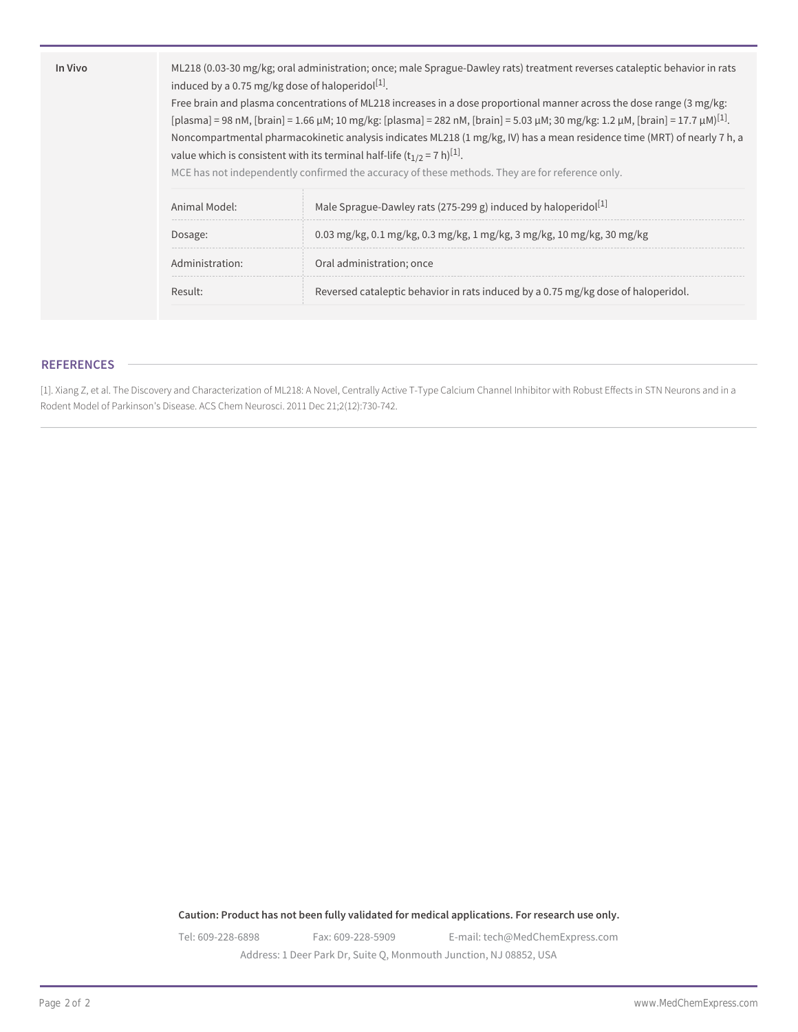**In Vivo**

ML218 (0.03-30 mg/kg; oral administration; once; male Sprague-Dawley rats) treatment reverses cataleptic behavior in rats induced by a 0.75 mg/kg dose of haloperidol[1].

Free brain and plasma concentrations of ML218 increases in a dose proportional manner across the dose range (3 mg/kg: [plasma] = 98 nM, [brain] = 1.66 μM; 10 mg/kg: [plasma] = 282 nM, [brain] = 5.03 μM; 30 mg/kg: 1.2 μM, [brain] = 17.7 μM)[1].

Noncompartmental pharmacokinetic analysis indicates ML218 (1 mg/kg, IV) has a mean residence time (MRT) of nearly 7 h, a value which is consistent with its terminal half-life ($t_{1/2}$ = 7 h)[1].

MCE has not independently confirmed the accuracy of these methods. They are for reference only.

| | |
|---|---|
| Animal Model: | Male Sprague-Dawley rats (275-299 g) induced by haloperidol[1] |
| Dosage: | 0.03 mg/kg, 0.1 mg/kg, 0.3 mg/kg, 1 mg/kg, 3 mg/kg, 10 mg/kg, 30 mg/kg |
| Administration: | Oral administration; once |
| Result: | Reversed cataleptic behavior in rats induced by a 0.75 mg/kg dose of haloperidol. |

## REFERENCES

[1]. Xiang Z, et al. The Discovery and Characterization of ML218: A Novel, Centrally Active T-Type Calcium Channel Inhibitor with Robust Effects in STN Neurons and in a Rodent Model of Parkinson's Disease. ACS Chem Neurosci. 2011 Dec 21;2(12):730-742.

**Caution: Product has not been fully validated for medical applications. For research use only.**

Tel: 609-228-6898 Fax: 609-228-5909 E-mail: tech@MedChemExpress.com

Address: 1 Deer Park Dr, Suite Q, Monmouth Junction, NJ 08852, USA